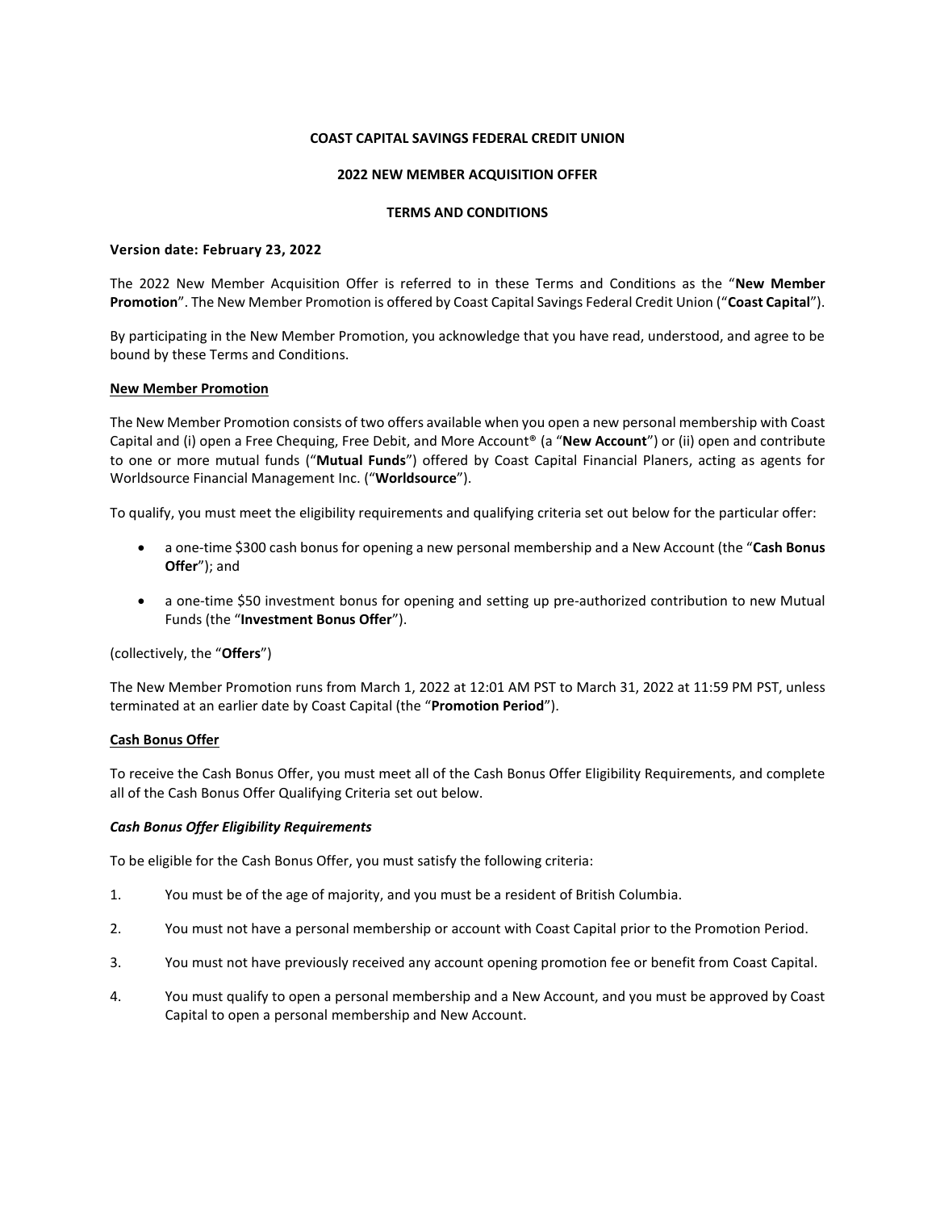**COAST CAPITAL SAVINGS FEDERAL CREDIT UNION**

**2022 NEW MEMBER ACQUISITION OFFER**

**TERMS AND CONDITIONS**

**Version date: February 23, 2022**

The 2022 New Member Acquisition Offer is referred to in these Terms and Conditions as the "**New Member Promotion**". The New Member Promotion is offered by Coast Capital Savings Federal Credit Union ("**Coast Capital**").

By participating in the New Member Promotion, you acknowledge that you have read, understood, and agree to be bound by these Terms and Conditions.

## New Member Promotion

The New Member Promotion consists of two offers available when you open a new personal membership with Coast Capital and (i) open a Free Chequing, Free Debit, and More Account® (a "**New Account**") or (ii) open and contribute to one or more mutual funds ("**Mutual Funds**") offered by Coast Capital Financial Planers, acting as agents for Worldsource Financial Management Inc. ("**Worldsource**").

To qualify, you must meet the eligibility requirements and qualifying criteria set out below for the particular offer:

- a one-time $300 cash bonus for opening a new personal membership and a New Account (the "**Cash Bonus Offer**"); and
- a one-time $50 investment bonus for opening and setting up pre-authorized contribution to new Mutual Funds (the "**Investment Bonus Offer**").

(collectively, the "**Offers**")

The New Member Promotion runs from March 1, 2022 at 12:01 AM PST to March 31, 2022 at 11:59 PM PST, unless terminated at an earlier date by Coast Capital (the "**Promotion Period**").

## Cash Bonus Offer

To receive the Cash Bonus Offer, you must meet all of the Cash Bonus Offer Eligibility Requirements, and complete all of the Cash Bonus Offer Qualifying Criteria set out below.

### *Cash Bonus Offer Eligibility Requirements*

To be eligible for the Cash Bonus Offer, you must satisfy the following criteria:

1. You must be of the age of majority, and you must be a resident of British Columbia.
2. You must not have a personal membership or account with Coast Capital prior to the Promotion Period.
3. You must not have previously received any account opening promotion fee or benefit from Coast Capital.
4. You must qualify to open a personal membership and a New Account, and you must be approved by Coast Capital to open a personal membership and New Account.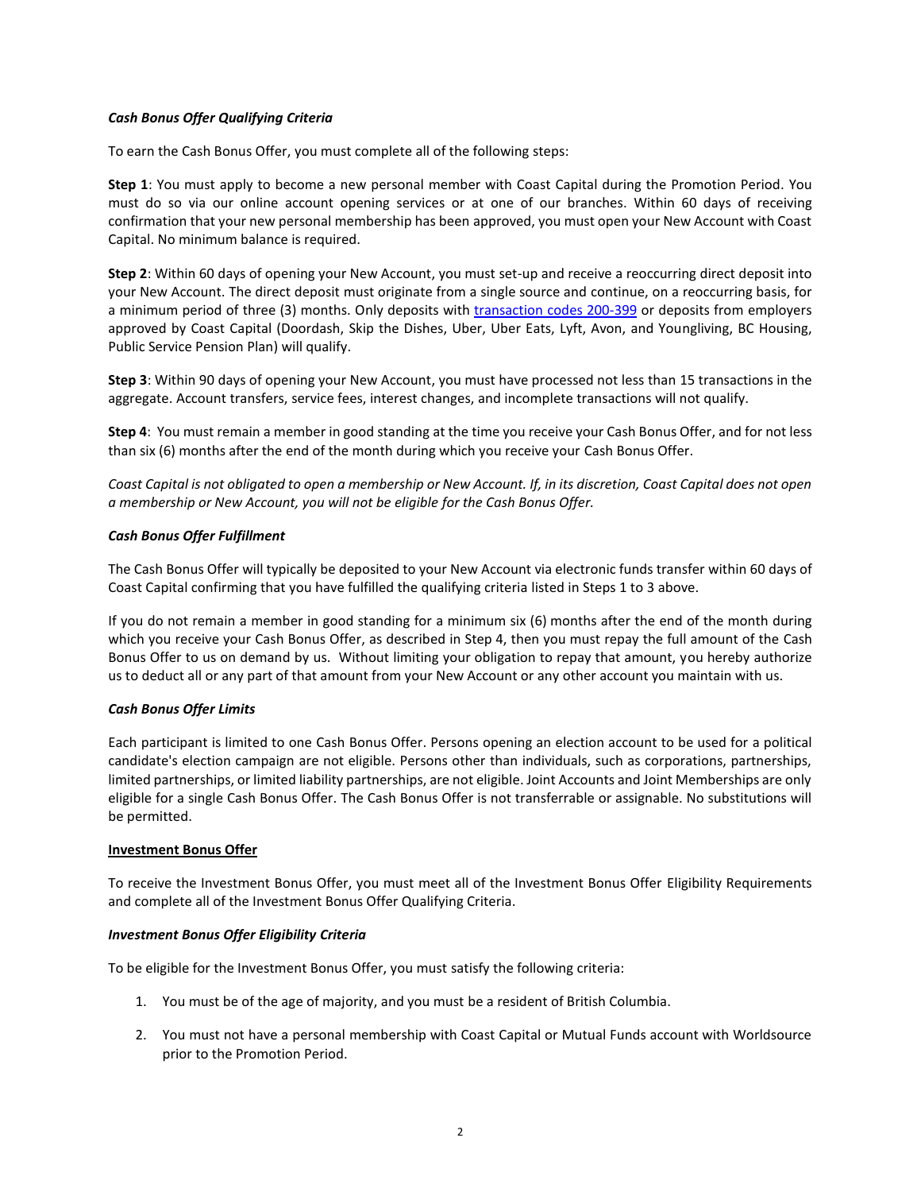***Cash Bonus Offer Qualifying Criteria***

To earn the Cash Bonus Offer, you must complete all of the following steps:

**Step 1**: You must apply to become a new personal member with Coast Capital during the Promotion Period. You must do so via our online account opening services or at one of our branches. Within 60 days of receiving confirmation that your new personal membership has been approved, you must open your New Account with Coast Capital. No minimum balance is required.

**Step 2**: Within 60 days of opening your New Account, you must set-up and receive a reoccurring direct deposit into your New Account. The direct deposit must originate from a single source and continue, on a reoccurring basis, for a minimum period of three (3) months. Only deposits with transaction codes 200-399 or deposits from employers approved by Coast Capital (Doordash, Skip the Dishes, Uber, Uber Eats, Lyft, Avon, and Youngliving, BC Housing, Public Service Pension Plan) will qualify.

**Step 3**: Within 90 days of opening your New Account, you must have processed not less than 15 transactions in the aggregate. Account transfers, service fees, interest changes, and incomplete transactions will not qualify.

**Step 4**: You must remain a member in good standing at the time you receive your Cash Bonus Offer, and for not less than six (6) months after the end of the month during which you receive your Cash Bonus Offer.

*Coast Capital is not obligated to open a membership or New Account. If, in its discretion, Coast Capital does not open a membership or New Account, you will not be eligible for the Cash Bonus Offer.*

***Cash Bonus Offer Fulfillment***

The Cash Bonus Offer will typically be deposited to your New Account via electronic funds transfer within 60 days of Coast Capital confirming that you have fulfilled the qualifying criteria listed in Steps 1 to 3 above.

If you do not remain a member in good standing for a minimum six (6) months after the end of the month during which you receive your Cash Bonus Offer, as described in Step 4, then you must repay the full amount of the Cash Bonus Offer to us on demand by us. Without limiting your obligation to repay that amount, you hereby authorize us to deduct all or any part of that amount from your New Account or any other account you maintain with us.

***Cash Bonus Offer Limits***

Each participant is limited to one Cash Bonus Offer. Persons opening an election account to be used for a political candidate's election campaign are not eligible. Persons other than individuals, such as corporations, partnerships, limited partnerships, or limited liability partnerships, are not eligible. Joint Accounts and Joint Memberships are only eligible for a single Cash Bonus Offer. The Cash Bonus Offer is not transferrable or assignable. No substitutions will be permitted.

**Investment Bonus Offer**

To receive the Investment Bonus Offer, you must meet all of the Investment Bonus Offer Eligibility Requirements and complete all of the Investment Bonus Offer Qualifying Criteria.

***Investment Bonus Offer Eligibility Criteria***

To be eligible for the Investment Bonus Offer, you must satisfy the following criteria:

1. You must be of the age of majority, and you must be a resident of British Columbia.
2. You must not have a personal membership with Coast Capital or Mutual Funds account with Worldsource prior to the Promotion Period.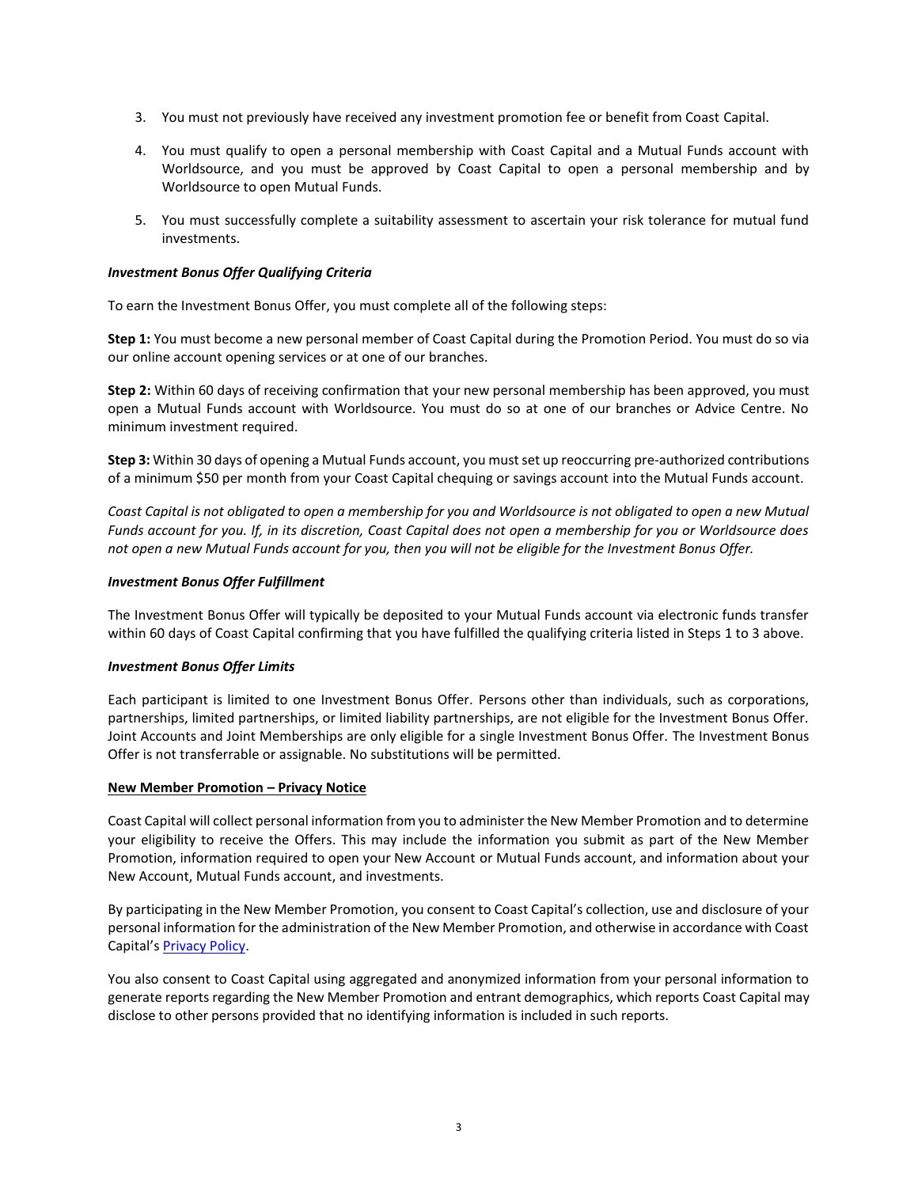3. You must not previously have received any investment promotion fee or benefit from Coast Capital.

4. You must qualify to open a personal membership with Coast Capital and a Mutual Funds account with Worldsource, and you must be approved by Coast Capital to open a personal membership and by Worldsource to open Mutual Funds.

5. You must successfully complete a suitability assessment to ascertain your risk tolerance for mutual fund investments.

***Investment Bonus Offer Qualifying Criteria***

To earn the Investment Bonus Offer, you must complete all of the following steps:

**Step 1:** You must become a new personal member of Coast Capital during the Promotion Period. You must do so via our online account opening services or at one of our branches.

**Step 2:** Within 60 days of receiving confirmation that your new personal membership has been approved, you must open a Mutual Funds account with Worldsource. You must do so at one of our branches or Advice Centre. No minimum investment required.

**Step 3:** Within 30 days of opening a Mutual Funds account, you must set up reoccurring pre-authorized contributions of a minimum $50 per month from your Coast Capital chequing or savings account into the Mutual Funds account.

*Coast Capital is not obligated to open a membership for you and Worldsource is not obligated to open a new Mutual Funds account for you. If, in its discretion, Coast Capital does not open a membership for you or Worldsource does not open a new Mutual Funds account for you, then you will not be eligible for the Investment Bonus Offer.*

***Investment Bonus Offer Fulfillment***

The Investment Bonus Offer will typically be deposited to your Mutual Funds account via electronic funds transfer within 60 days of Coast Capital confirming that you have fulfilled the qualifying criteria listed in Steps 1 to 3 above.

***Investment Bonus Offer Limits***

Each participant is limited to one Investment Bonus Offer. Persons other than individuals, such as corporations, partnerships, limited partnerships, or limited liability partnerships, are not eligible for the Investment Bonus Offer. Joint Accounts and Joint Memberships are only eligible for a single Investment Bonus Offer. The Investment Bonus Offer is not transferrable or assignable. No substitutions will be permitted.

**New Member Promotion – Privacy Notice**

Coast Capital will collect personal information from you to administer the New Member Promotion and to determine your eligibility to receive the Offers. This may include the information you submit as part of the New Member Promotion, information required to open your New Account or Mutual Funds account, and information about your New Account, Mutual Funds account, and investments.

By participating in the New Member Promotion, you consent to Coast Capital's collection, use and disclosure of your personal information for the administration of the New Member Promotion, and otherwise in accordance with Coast Capital's Privacy Policy.

You also consent to Coast Capital using aggregated and anonymized information from your personal information to generate reports regarding the New Member Promotion and entrant demographics, which reports Coast Capital may disclose to other persons provided that no identifying information is included in such reports.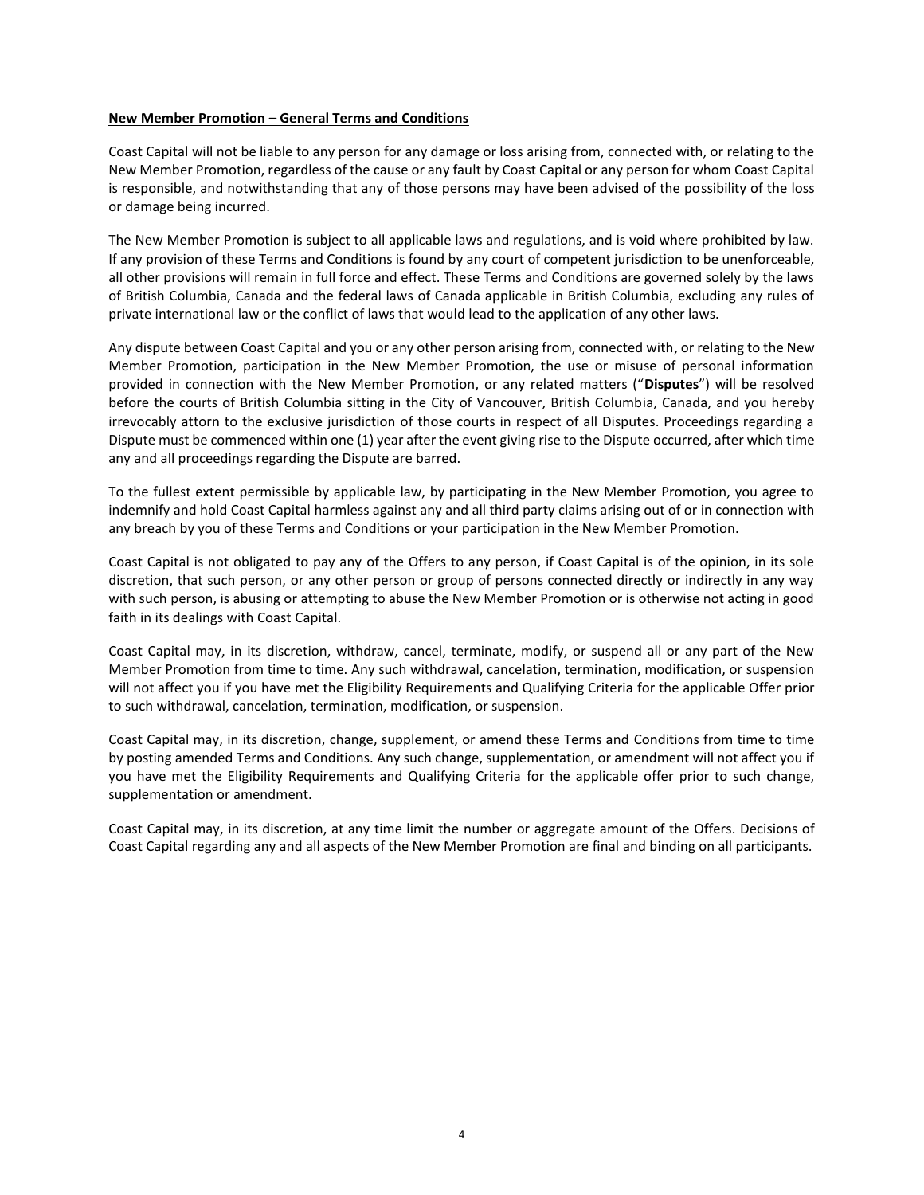**New Member Promotion – General Terms and Conditions**

Coast Capital will not be liable to any person for any damage or loss arising from, connected with, or relating to the New Member Promotion, regardless of the cause or any fault by Coast Capital or any person for whom Coast Capital is responsible, and notwithstanding that any of those persons may have been advised of the possibility of the loss or damage being incurred.

The New Member Promotion is subject to all applicable laws and regulations, and is void where prohibited by law. If any provision of these Terms and Conditions is found by any court of competent jurisdiction to be unenforceable, all other provisions will remain in full force and effect. These Terms and Conditions are governed solely by the laws of British Columbia, Canada and the federal laws of Canada applicable in British Columbia, excluding any rules of private international law or the conflict of laws that would lead to the application of any other laws.

Any dispute between Coast Capital and you or any other person arising from, connected with, or relating to the New Member Promotion, participation in the New Member Promotion, the use or misuse of personal information provided in connection with the New Member Promotion, or any related matters ("**Disputes**") will be resolved before the courts of British Columbia sitting in the City of Vancouver, British Columbia, Canada, and you hereby irrevocably attorn to the exclusive jurisdiction of those courts in respect of all Disputes. Proceedings regarding a Dispute must be commenced within one (1) year after the event giving rise to the Dispute occurred, after which time any and all proceedings regarding the Dispute are barred.

To the fullest extent permissible by applicable law, by participating in the New Member Promotion, you agree to indemnify and hold Coast Capital harmless against any and all third party claims arising out of or in connection with any breach by you of these Terms and Conditions or your participation in the New Member Promotion.

Coast Capital is not obligated to pay any of the Offers to any person, if Coast Capital is of the opinion, in its sole discretion, that such person, or any other person or group of persons connected directly or indirectly in any way with such person, is abusing or attempting to abuse the New Member Promotion or is otherwise not acting in good faith in its dealings with Coast Capital.

Coast Capital may, in its discretion, withdraw, cancel, terminate, modify, or suspend all or any part of the New Member Promotion from time to time. Any such withdrawal, cancelation, termination, modification, or suspension will not affect you if you have met the Eligibility Requirements and Qualifying Criteria for the applicable Offer prior to such withdrawal, cancelation, termination, modification, or suspension.

Coast Capital may, in its discretion, change, supplement, or amend these Terms and Conditions from time to time by posting amended Terms and Conditions. Any such change, supplementation, or amendment will not affect you if you have met the Eligibility Requirements and Qualifying Criteria for the applicable offer prior to such change, supplementation or amendment.

Coast Capital may, in its discretion, at any time limit the number or aggregate amount of the Offers. Decisions of Coast Capital regarding any and all aspects of the New Member Promotion are final and binding on all participants.